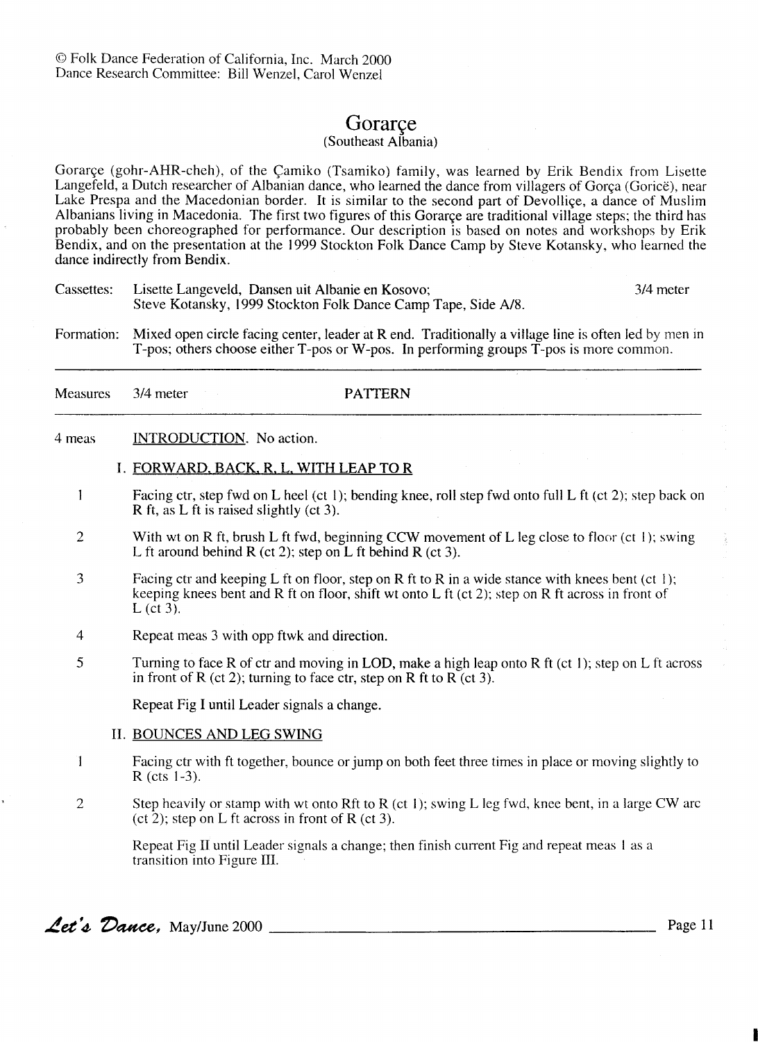© Folk Dance Federation of California, Inc. March 2000
Dance Research Committee: Bill Wenzel, Carol Wenzel

# Gorarçe
(Southeast Albania)

Gorarçe (gohr-AHR-cheh), of the Çamiko (Tsamiko) family, was learned by Erik Bendix from Lisette Langefeld, a Dutch researcher of Albanian dance, who learned the dance from villagers of Gorça (Goricë), near Lake Prespa and the Macedonian border. It is similar to the second part of Devolliçe, a dance of Muslim Albanians living in Macedonia. The first two figures of this Gorarçe are traditional village steps; the third has probably been choreographed for performance. Our description is based on notes and workshops by Erik Bendix, and on the presentation at the 1999 Stockton Folk Dance Camp by Steve Kotansky, who learned the dance indirectly from Bendix.

Cassettes: Lisette Langeveld, Dansen uit Albanie en Kosovo; Steve Kotansky, 1999 Stockton Folk Dance Camp Tape, Side A/8. — 3/4 meter

Formation: Mixed open circle facing center, leader at R end. Traditionally a village line is often led by men in T-pos; others choose either T-pos or W-pos. In performing groups T-pos is more common.

| Measures | 3/4 meter | PATTERN |
|---|---|---|

4 meas — INTRODUCTION. No action.

## I. FORWARD, BACK, R, L, WITH LEAP TO R

1. Facing ctr, step fwd on L heel (ct 1); bending knee, roll step fwd onto full L ft (ct 2); step back on R ft, as L ft is raised slightly (ct 3).
2. With wt on R ft, brush L ft fwd, beginning CCW movement of L leg close to floor (ct 1); swing L ft around behind R (ct 2); step on L ft behind R (ct 3).
3. Facing ctr and keeping L ft on floor, step on R ft to R in a wide stance with knees bent (ct 1); keeping knees bent and R ft on floor, shift wt onto L ft (ct 2); step on R ft across in front of L (ct 3).
4. Repeat meas 3 with opp ftwk and direction.
5. Turning to face R of ctr and moving in LOD, make a high leap onto R ft (ct 1); step on L ft across in front of R (ct 2); turning to face ctr, step on R ft to R (ct 3).

Repeat Fig I until Leader signals a change.

## II. BOUNCES AND LEG SWING

1. Facing ctr with ft together, bounce or jump on both feet three times in place or moving slightly to R (cts 1-3).
2. Step heavily or stamp with wt onto Rft to R (ct 1); swing L leg fwd, knee bent, in a large CW arc (ct 2); step on L ft across in front of R (ct 3).

Repeat Fig II until Leader signals a change; then finish current Fig and repeat meas 1 as a transition into Figure III.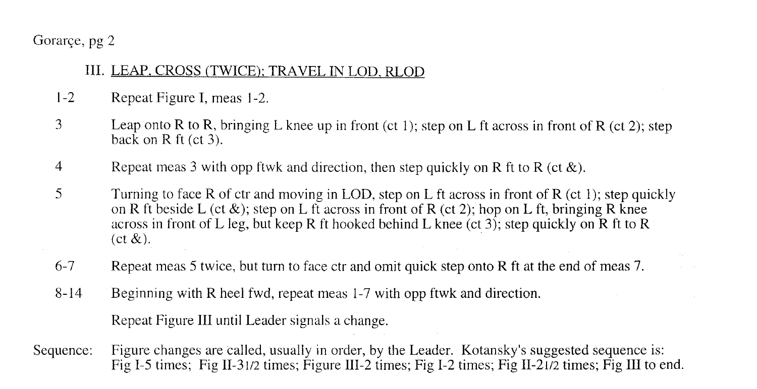Gorarçe, pg 2

## III. LEAP, CROSS (TWICE); TRAVEL IN LOD, RLOD

| | |
|---|---|
| 1-2 | Repeat Figure I, meas 1-2. |
| 3 | Leap onto R to R, bringing L knee up in front (ct 1); step on L ft across in front of R (ct 2); step back on R ft (ct 3). |
| 4 | Repeat meas 3 with opp ftwk and direction, then step quickly on R ft to R (ct &). |
| 5 | Turning to face R of ctr and moving in LOD, step on L ft across in front of R (ct 1); step quickly on R ft beside L (ct &); step on L ft across in front of R (ct 2); hop on L ft, bringing R knee across in front of L leg, but keep R ft hooked behind L knee (ct 3); step quickly on R ft to R (ct &). |
| 6-7 | Repeat meas 5 twice, but turn to face ctr and omit quick step onto R ft at the end of meas 7. |
| 8-14 | Beginning with R heel fwd, repeat meas 1-7 with opp ftwk and direction. |

Repeat Figure III until Leader signals a change.

Sequence: Figure changes are called, usually in order, by the Leader. Kotansky's suggested sequence is: Fig I-5 times; Fig II-3 1/2 times; Figure III-2 times; Fig I-2 times; Fig II-2 1/2 times; Fig III to end.